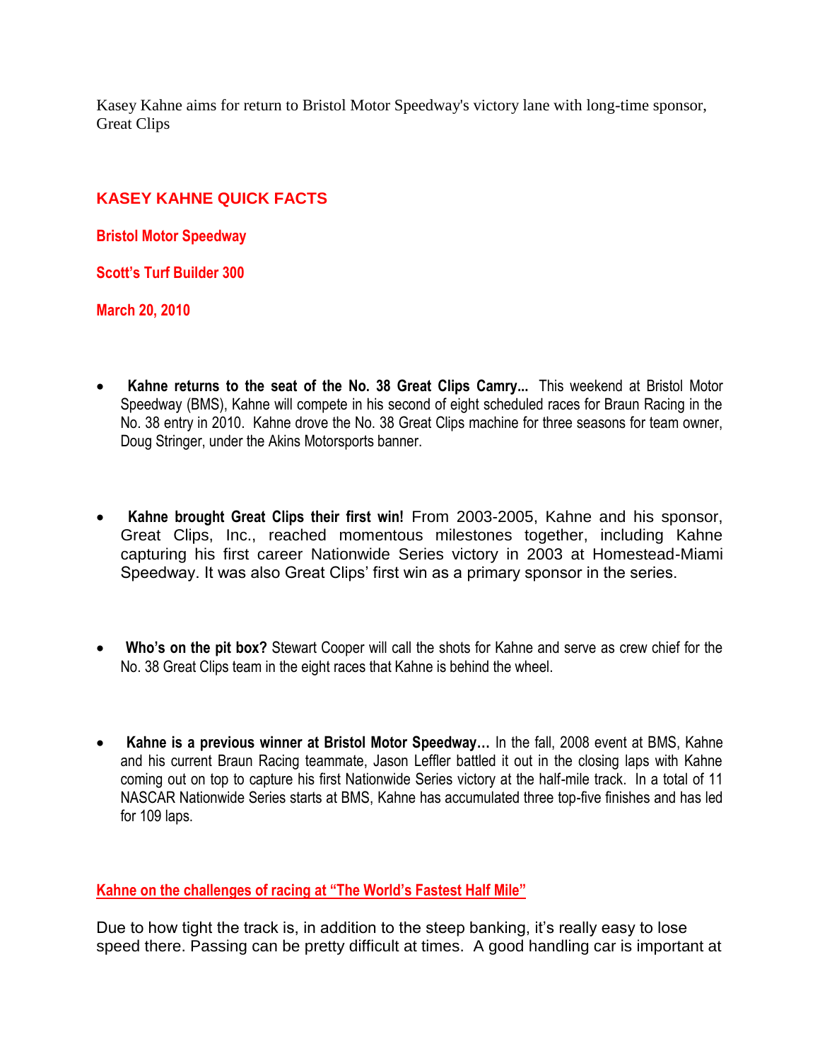Kasey Kahne aims for return to Bristol Motor Speedway's victory lane with long-time sponsor, Great Clips

## KASEY KAHNE QUICK FACTS

**Bristol Motor Speedway**

**Scott's Turf Builder 300**

**March 20, 2010**

- **Kahne returns to the seat of the No. 38 Great Clips Camry...** This weekend at Bristol Motor Speedway (BMS), Kahne will compete in his second of eight scheduled races for Braun Racing in the No. 38 entry in 2010. Kahne drove the No. 38 Great Clips machine for three seasons for team owner, Doug Stringer, under the Akins Motorsports banner.

- **Kahne brought Great Clips their first win!** From 2003-2005, Kahne and his sponsor, Great Clips, Inc., reached momentous milestones together, including Kahne capturing his first career Nationwide Series victory in 2003 at Homestead-Miami Speedway. It was also Great Clips' first win as a primary sponsor in the series.

- **Who's on the pit box?** Stewart Cooper will call the shots for Kahne and serve as crew chief for the No. 38 Great Clips team in the eight races that Kahne is behind the wheel.

- **Kahne is a previous winner at Bristol Motor Speedway…** In the fall, 2008 event at BMS, Kahne and his current Braun Racing teammate, Jason Leffler battled it out in the closing laps with Kahne coming out on top to capture his first Nationwide Series victory at the half-mile track. In a total of 11 NASCAR Nationwide Series starts at BMS, Kahne has accumulated three top-five finishes and has led for 109 laps.

**Kahne on the challenges of racing at "The World's Fastest Half Mile"**

Due to how tight the track is, in addition to the steep banking, it's really easy to lose speed there. Passing can be pretty difficult at times. A good handling car is important at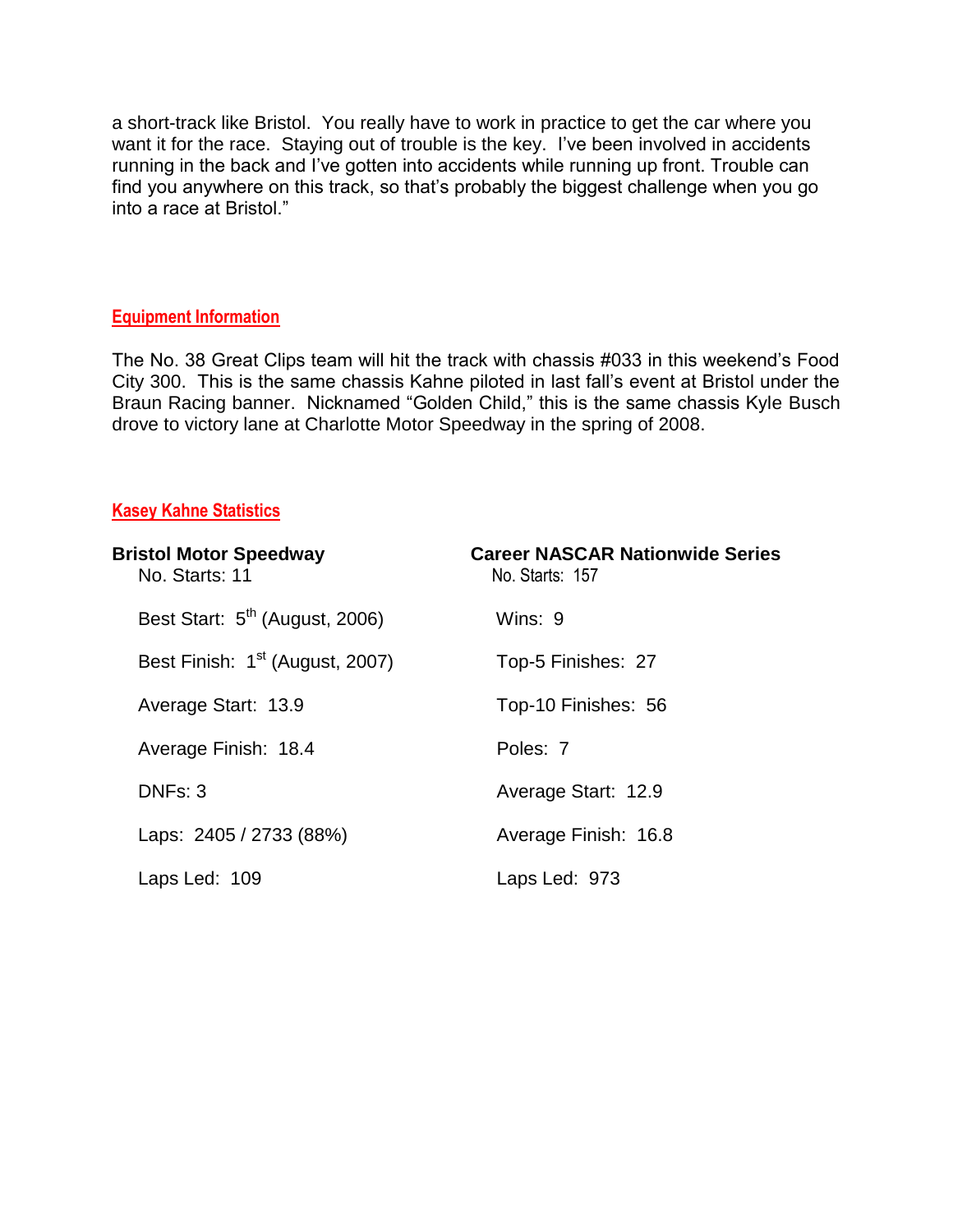a short-track like Bristol. You really have to work in practice to get the car where you want it for the race. Staying out of trouble is the key. I've been involved in accidents running in the back and I've gotten into accidents while running up front. Trouble can find you anywhere on this track, so that's probably the biggest challenge when you go into a race at Bristol."

## Equipment Information

The No. 38 Great Clips team will hit the track with chassis #033 in this weekend's Food City 300. This is the same chassis Kahne piloted in last fall's event at Bristol under the Braun Racing banner. Nicknamed "Golden Child," this is the same chassis Kyle Busch drove to victory lane at Charlotte Motor Speedway in the spring of 2008.

## Kasey Kahne Statistics

| Bristol Motor Speedway | Career NASCAR Nationwide Series |
|---|---|
| No. Starts: 11 | No. Starts: 157 |
| Best Start: 5th (August, 2006) | Wins: 9 |
| Best Finish: 1st (August, 2007) | Top-5 Finishes: 27 |
| Average Start: 13.9 | Top-10 Finishes: 56 |
| Average Finish: 18.4 | Poles: 7 |
| DNFs: 3 | Average Start: 12.9 |
| Laps: 2405 / 2733 (88%) | Average Finish: 16.8 |
| Laps Led: 109 | Laps Led: 973 |